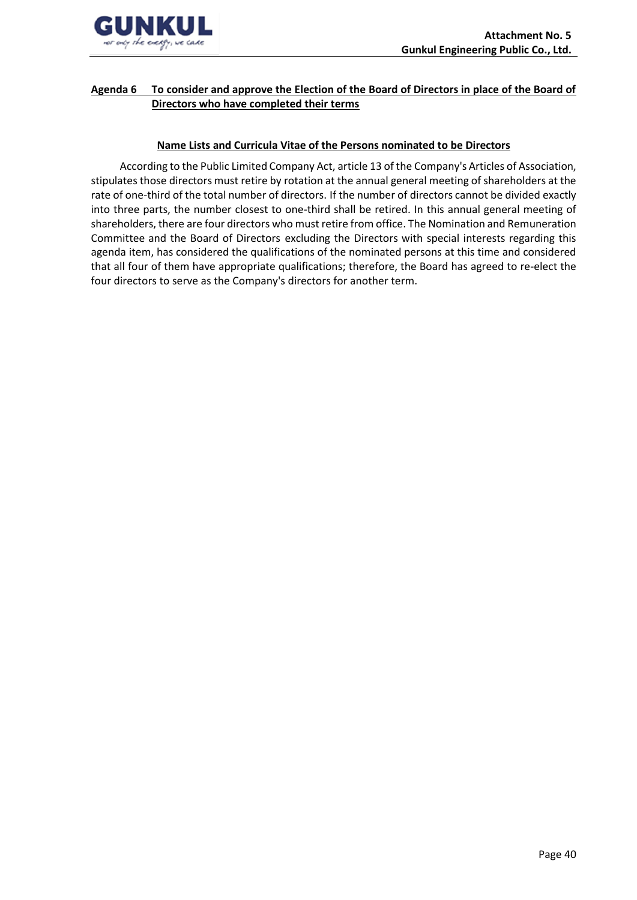**Attachment No. 5**
**Gunkul Engineering Public Co., Ltd.**

## Agenda 6 To consider and approve the Election of the Board of Directors in place of the Board of Directors who have completed their terms

### Name Lists and Curricula Vitae of the Persons nominated to be Directors

According to the Public Limited Company Act, article 13 of the Company's Articles of Association, stipulates those directors must retire by rotation at the annual general meeting of shareholders at the rate of one-third of the total number of directors. If the number of directors cannot be divided exactly into three parts, the number closest to one-third shall be retired. In this annual general meeting of shareholders, there are four directors who must retire from office. The Nomination and Remuneration Committee and the Board of Directors excluding the Directors with special interests regarding this agenda item, has considered the qualifications of the nominated persons at this time and considered that all four of them have appropriate qualifications; therefore, the Board has agreed to re-elect the four directors to serve as the Company's directors for another term.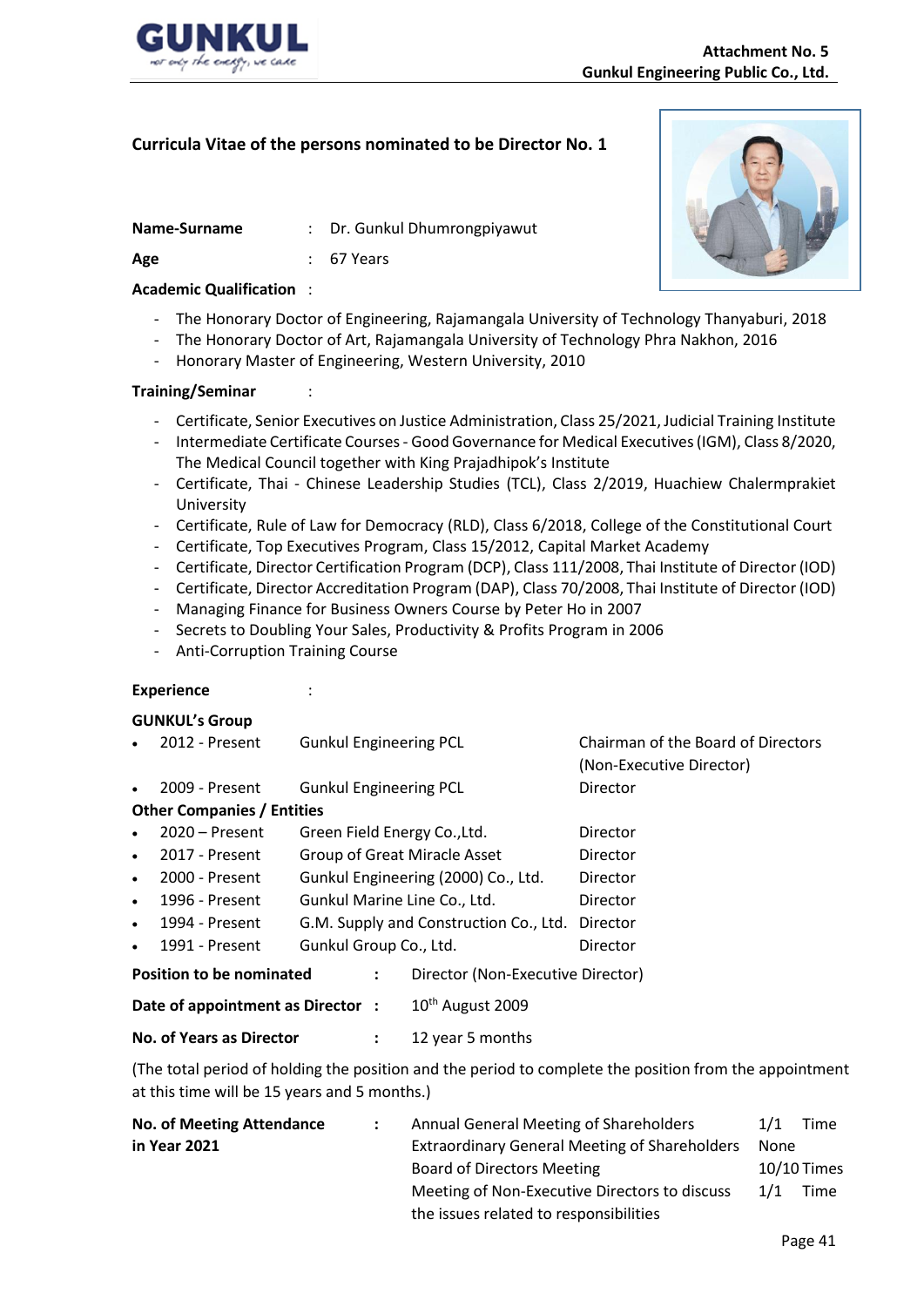Attachment No. 5
Gunkul Engineering Public Co., Ltd.

## Curricula Vitae of the persons nominated to be Director No. 1

**Name-Surname** : Dr. Gunkul Dhumrongpiyawut

**Age** : 67 Years

**Academic Qualification** :

- The Honorary Doctor of Engineering, Rajamangala University of Technology Thanyaburi, 2018
- The Honorary Doctor of Art, Rajamangala University of Technology Phra Nakhon, 2016
- Honorary Master of Engineering, Western University, 2010

**Training/Seminar** :

- Certificate, Senior Executives on Justice Administration, Class 25/2021, Judicial Training Institute
- Intermediate Certificate Courses - Good Governance for Medical Executives (IGM), Class 8/2020, The Medical Council together with King Prajadhipok's Institute
- Certificate, Thai - Chinese Leadership Studies (TCL), Class 2/2019, Huachiew Chalermprakiet University
- Certificate, Rule of Law for Democracy (RLD), Class 6/2018, College of the Constitutional Court
- Certificate, Top Executives Program, Class 15/2012, Capital Market Academy
- Certificate, Director Certification Program (DCP), Class 111/2008, Thai Institute of Director (IOD)
- Certificate, Director Accreditation Program (DAP), Class 70/2008, Thai Institute of Director (IOD)
- Managing Finance for Business Owners Course by Peter Ho in 2007
- Secrets to Doubling Your Sales, Productivity & Profits Program in 2006
- Anti-Corruption Training Course

**Experience** :

**GUNKUL's Group**

- 2012 - Present | Gunkul Engineering PCL | Chairman of the Board of Directors (Non-Executive Director)
- 2009 - Present | Gunkul Engineering PCL | Director

**Other Companies / Entities**

- 2020 – Present | Green Field Energy Co.,Ltd. | Director
- 2017 - Present | Group of Great Miracle Asset | Director
- 2000 - Present | Gunkul Engineering (2000) Co., Ltd. | Director
- 1996 - Present | Gunkul Marine Line Co., Ltd. | Director
- 1994 - Present | G.M. Supply and Construction Co., Ltd. | Director
- 1991 - Present | Gunkul Group Co., Ltd. | Director

**Position to be nominated** : Director (Non-Executive Director)

**Date of appointment as Director** : 10th August 2009

**No. of Years as Director** : 12 year 5 months

(The total period of holding the position and the period to complete the position from the appointment at this time will be 15 years and 5 months.)

**No. of Meeting Attendance in Year 2021** :

| | |
|---|---|
| Annual General Meeting of Shareholders | 1/1 Time |
| Extraordinary General Meeting of Shareholders | None |
| Board of Directors Meeting | 10/10 Times |
| Meeting of Non-Executive Directors to discuss the issues related to responsibilities | 1/1 Time |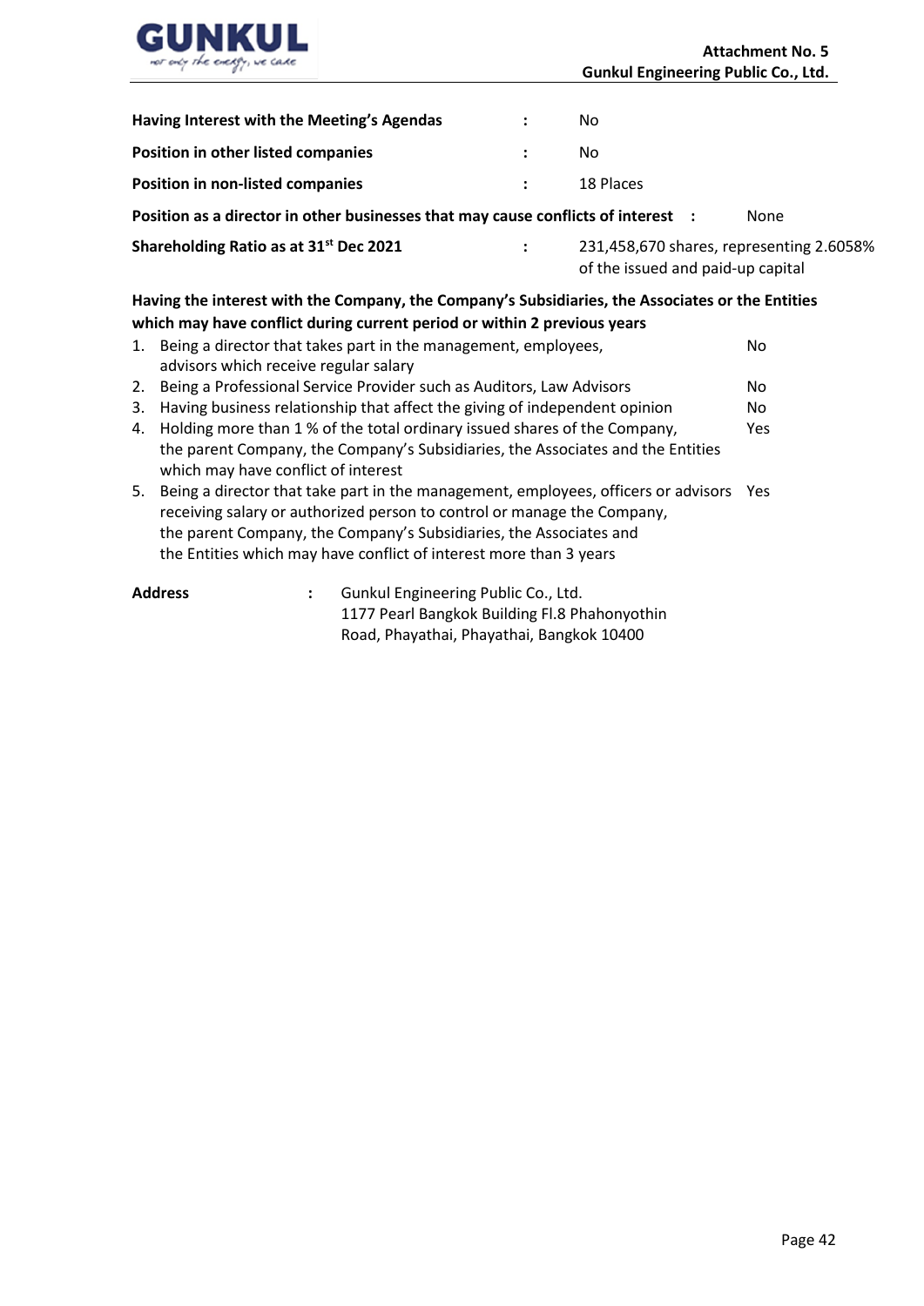| | | |
|---|---|---|
| **Having Interest with the Meeting's Agendas** | : | No |
| **Position in other listed companies** | : | No |
| **Position in non-listed companies** | : | 18 Places |
| **Position as a director in other businesses that may cause conflicts of interest** | : | None |
| **Shareholding Ratio as at 31st Dec 2021** | : | 231,458,670 shares, representing 2.6058% of the issued and paid-up capital |

**Having the interest with the Company, the Company's Subsidiaries, the Associates or the Entities which may have conflict during current period or within 2 previous years**

| | | |
|---|---|---|
| 1. | Being a director that takes part in the management, employees, advisors which receive regular salary | No |
| 2. | Being a Professional Service Provider such as Auditors, Law Advisors | No |
| 3. | Having business relationship that affect the giving of independent opinion | No |
| 4. | Holding more than 1 % of the total ordinary issued shares of the Company, the parent Company, the Company's Subsidiaries, the Associates and the Entities which may have conflict of interest | Yes |
| 5. | Being a director that take part in the management, employees, officers or advisors receiving salary or authorized person to control or manage the Company, the parent Company, the Company's Subsidiaries, the Associates and the Entities which may have conflict of interest more than 3 years | Yes |

**Address** : Gunkul Engineering Public Co., Ltd.
1177 Pearl Bangkok Building Fl.8 Phahonyothin Road, Phayathai, Phayathai, Bangkok 10400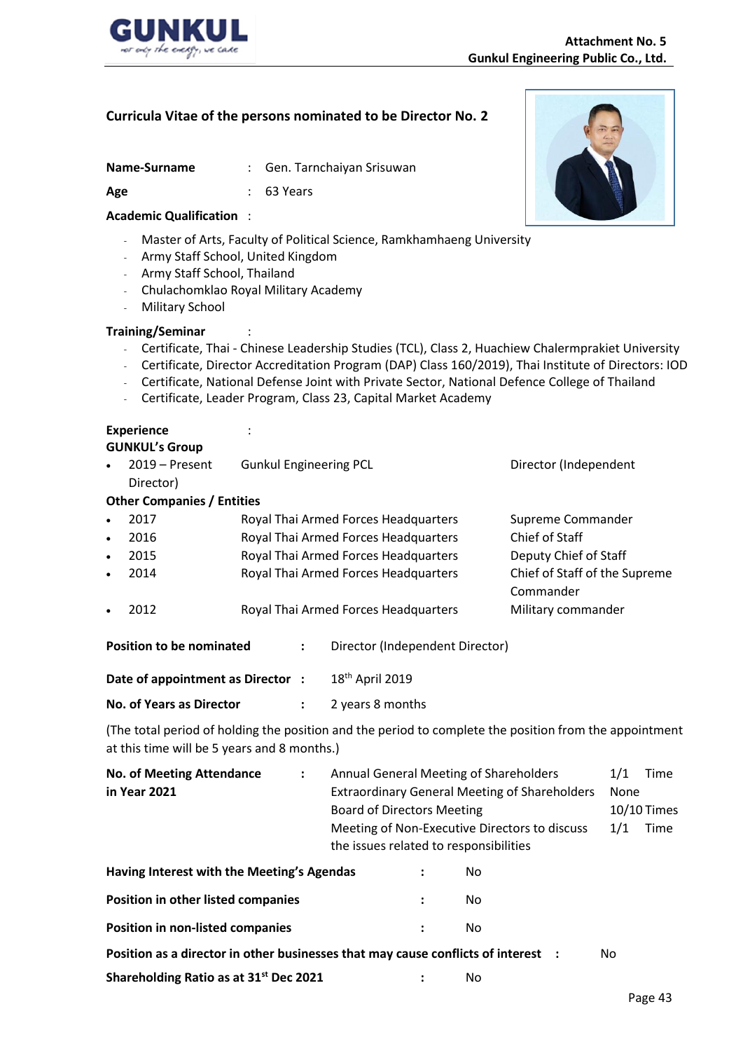## Curricula Vitae of the persons nominated to be Director No. 2

**Name-Surname** : Gen. Tarnchaiyan Srisuwan

**Age** : 63 Years

**Academic Qualification** :

- Master of Arts, Faculty of Political Science, Ramkhamhaeng University
- Army Staff School, United Kingdom
- Army Staff School, Thailand
- Chulachomklao Royal Military Academy
- Military School

**Training/Seminar** :

- Certificate, Thai - Chinese Leadership Studies (TCL), Class 2, Huachiew Chalermprakiet University
- Certificate, Director Accreditation Program (DAP) Class 160/2019), Thai Institute of Directors: IOD
- Certificate, National Defense Joint with Private Sector, National Defence College of Thailand
- Certificate, Leader Program, Class 23, Capital Market Academy

**Experience** :

**GUNKUL's Group**

- 2019 – Present Gunkul Engineering PCL Director (Independent Director)

**Other Companies / Entities**

- 2017 Royal Thai Armed Forces Headquarters Supreme Commander
- 2016 Royal Thai Armed Forces Headquarters Chief of Staff
- 2015 Royal Thai Armed Forces Headquarters Deputy Chief of Staff
- 2014 Royal Thai Armed Forces Headquarters Chief of Staff of the Supreme Commander
- 2012 Royal Thai Armed Forces Headquarters Military commander

**Position to be nominated** : Director (Independent Director)

**Date of appointment as Director** : 18th April 2019

**No. of Years as Director** : 2 years 8 months

(The total period of holding the position and the period to complete the position from the appointment at this time will be 5 years and 8 months.)

**No. of Meeting Attendance in Year 2021** :

| | |
|---|---|
| Annual General Meeting of Shareholders | 1/1 Time |
| Extraordinary General Meeting of Shareholders | None |
| Board of Directors Meeting | 10/10 Times |
| Meeting of Non-Executive Directors to discuss the issues related to responsibilities | 1/1 Time |

**Having Interest with the Meeting's Agendas** : No

**Position in other listed companies** : No

**Position in non-listed companies** : No

**Position as a director in other businesses that may cause conflicts of interest** : No

**Shareholding Ratio as at 31st Dec 2021** : No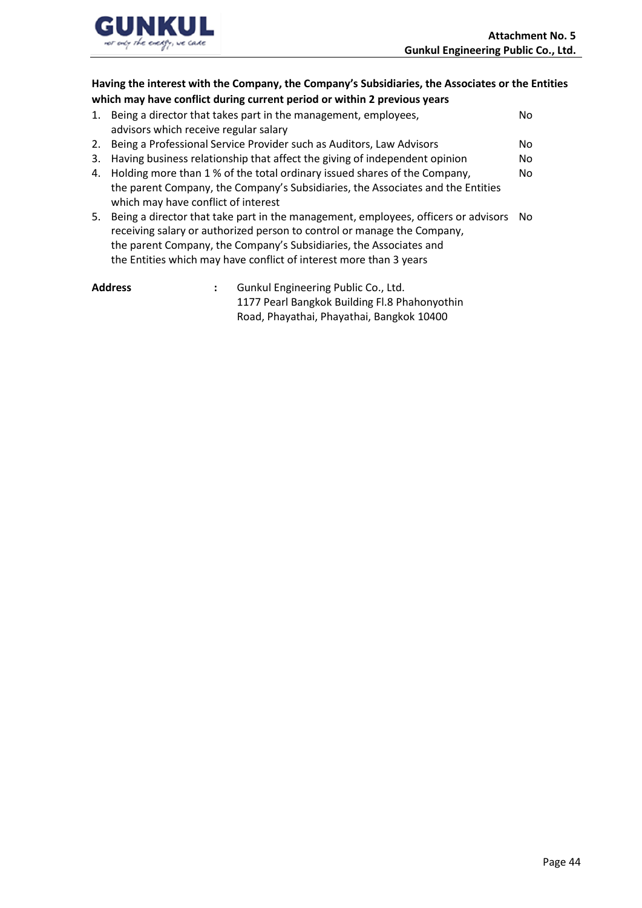**Having the interest with the Company, the Company's Subsidiaries, the Associates or the Entities which may have conflict during current period or within 2 previous years**

| | | |
|---|---|---|
| 1. | Being a director that takes part in the management, employees, advisors which receive regular salary | No |
| 2. | Being a Professional Service Provider such as Auditors, Law Advisors | No |
| 3. | Having business relationship that affect the giving of independent opinion | No |
| 4. | Holding more than 1 % of the total ordinary issued shares of the Company, the parent Company, the Company's Subsidiaries, the Associates and the Entities which may have conflict of interest | No |
| 5. | Being a director that take part in the management, employees, officers or advisors receiving salary or authorized person to control or manage the Company, the parent Company, the Company's Subsidiaries, the Associates and the Entities which may have conflict of interest more than 3 years | No |

**Address** : Gunkul Engineering Public Co., Ltd.
1177 Pearl Bangkok Building Fl.8 Phahonyothin Road, Phayathai, Phayathai, Bangkok 10400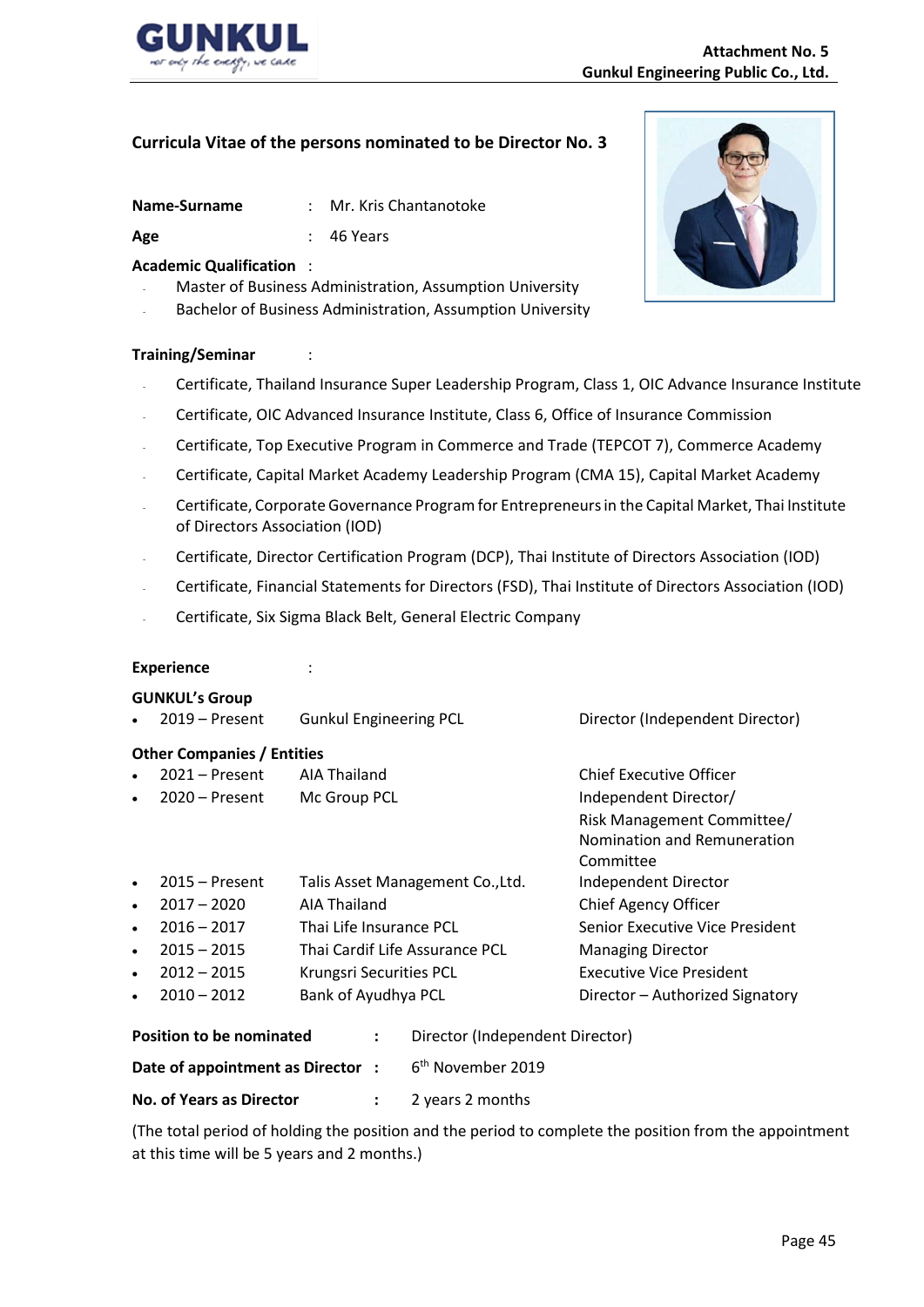Attachment No. 5
Gunkul Engineering Public Co., Ltd.

## Curricula Vitae of the persons nominated to be Director No. 3

**Name-Surname** : Mr. Kris Chantanotoke

**Age** : 46 Years

**Academic Qualification** :

- Master of Business Administration, Assumption University
- Bachelor of Business Administration, Assumption University

**Training/Seminar** :

- Certificate, Thailand Insurance Super Leadership Program, Class 1, OIC Advance Insurance Institute
- Certificate, OIC Advanced Insurance Institute, Class 6, Office of Insurance Commission
- Certificate, Top Executive Program in Commerce and Trade (TEPCOT 7), Commerce Academy
- Certificate, Capital Market Academy Leadership Program (CMA 15), Capital Market Academy
- Certificate, Corporate Governance Program for Entrepreneurs in the Capital Market, Thai Institute of Directors Association (IOD)
- Certificate, Director Certification Program (DCP), Thai Institute of Directors Association (IOD)
- Certificate, Financial Statements for Directors (FSD), Thai Institute of Directors Association (IOD)
- Certificate, Six Sigma Black Belt, General Electric Company

**Experience** :

**GUNKUL's Group**

| Period | Company | Position |
|---|---|---|
| 2019 – Present | Gunkul Engineering PCL | Director (Independent Director) |

**Other Companies / Entities**

| Period | Company | Position |
|---|---|---|
| 2021 – Present | AIA Thailand | Chief Executive Officer |
| 2020 – Present | Mc Group PCL | Independent Director/ Risk Management Committee/ Nomination and Remuneration Committee |
| 2015 – Present | Talis Asset Management Co.,Ltd. | Independent Director |
| 2017 – 2020 | AIA Thailand | Chief Agency Officer |
| 2016 – 2017 | Thai Life Insurance PCL | Senior Executive Vice President |
| 2015 – 2015 | Thai Cardif Life Assurance PCL | Managing Director |
| 2012 – 2015 | Krungsri Securities PCL | Executive Vice President |
| 2010 – 2012 | Bank of Ayudhya PCL | Director – Authorized Signatory |

**Position to be nominated** : Director (Independent Director)

**Date of appointment as Director** : 6th November 2019

**No. of Years as Director** : 2 years 2 months

(The total period of holding the position and the period to complete the position from the appointment at this time will be 5 years and 2 months.)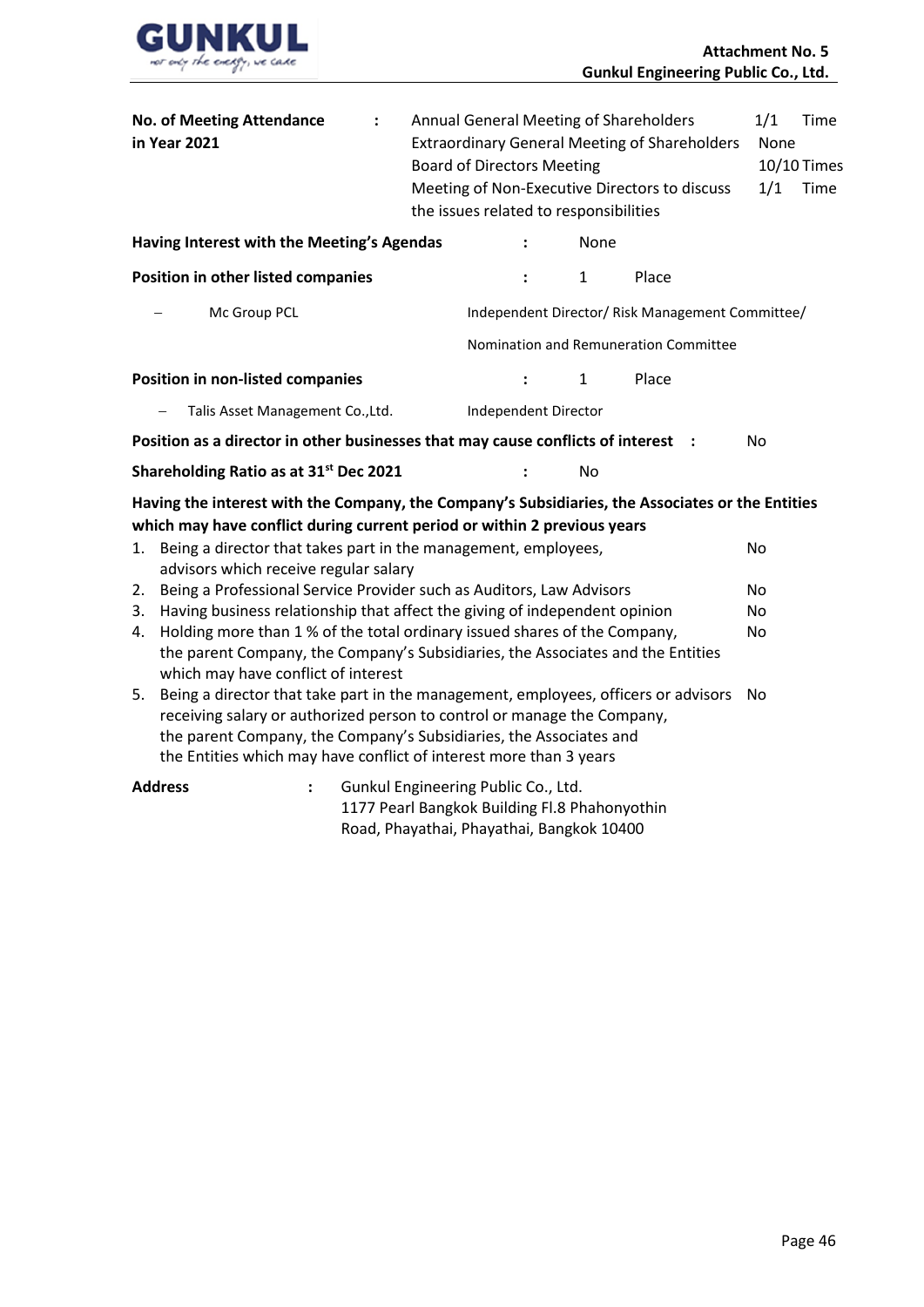| | | | |
|---|---|---|---|
| **No. of Meeting Attendance in Year 2021** | : | Annual General Meeting of Shareholders | 1/1 Time |
| | | Extraordinary General Meeting of Shareholders | None |
| | | Board of Directors Meeting | 10/10 Times |
| | | Meeting of Non-Executive Directors to discuss the issues related to responsibilities | 1/1 Time |

**Having Interest with the Meeting's Agendas** : None

**Position in other listed companies** : 1 Place

- Mc Group PCL — Independent Director/ Risk Management Committee/ Nomination and Remuneration Committee

**Position in non-listed companies** : 1 Place

- Talis Asset Management Co.,Ltd. — Independent Director

**Position as a director in other businesses that may cause conflicts of interest** : No

**Shareholding Ratio as at 31st Dec 2021** : No

**Having the interest with the Company, the Company's Subsidiaries, the Associates or the Entities which may have conflict during current period or within 2 previous years**

1. Being a director that takes part in the management, employees, advisors which receive regular salary — No
2. Being a Professional Service Provider such as Auditors, Law Advisors — No
3. Having business relationship that affect the giving of independent opinion — No
4. Holding more than 1 % of the total ordinary issued shares of the Company, the parent Company, the Company's Subsidiaries, the Associates and the Entities which may have conflict of interest — No
5. Being a director that take part in the management, employees, officers or advisors receiving salary or authorized person to control or manage the Company, the parent Company, the Company's Subsidiaries, the Associates and the Entities which may have conflict of interest more than 3 years — No

**Address** : Gunkul Engineering Public Co., Ltd.
1177 Pearl Bangkok Building Fl.8 Phahonyothin Road, Phayathai, Phayathai, Bangkok 10400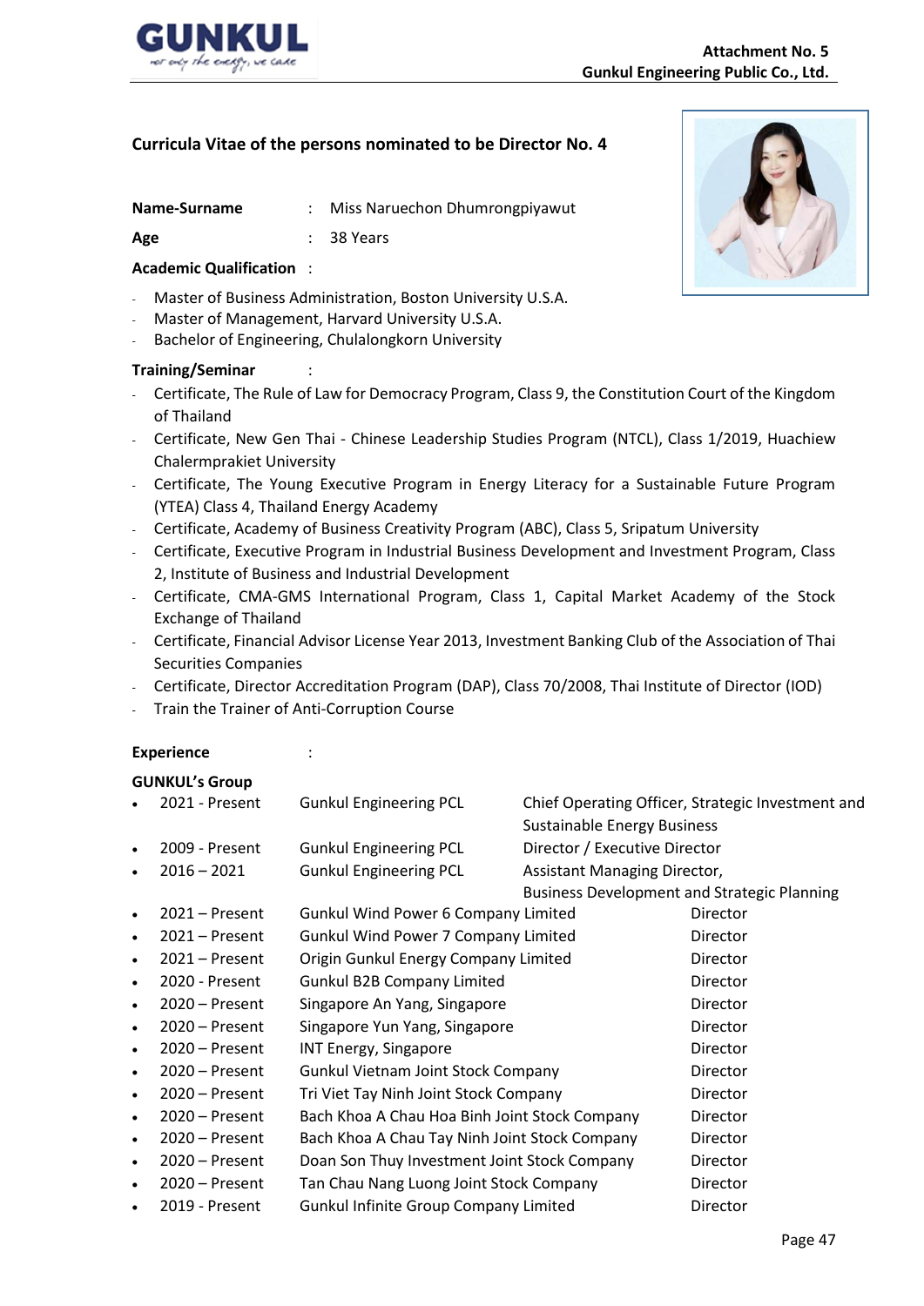## Curricula Vitae of the persons nominated to be Director No. 4

**Name-Surname** : Miss Naruechon Dhumrongpiyawut

**Age** : 38 Years

**Academic Qualification** :

- Master of Business Administration, Boston University U.S.A.
- Master of Management, Harvard University U.S.A.
- Bachelor of Engineering, Chulalongkorn University

**Training/Seminar** :

- Certificate, The Rule of Law for Democracy Program, Class 9, the Constitution Court of the Kingdom of Thailand
- Certificate, New Gen Thai - Chinese Leadership Studies Program (NTCL), Class 1/2019, Huachiew Chalermprakiet University
- Certificate, The Young Executive Program in Energy Literacy for a Sustainable Future Program (YTEA) Class 4, Thailand Energy Academy
- Certificate, Academy of Business Creativity Program (ABC), Class 5, Sripatum University
- Certificate, Executive Program in Industrial Business Development and Investment Program, Class 2, Institute of Business and Industrial Development
- Certificate, CMA-GMS International Program, Class 1, Capital Market Academy of the Stock Exchange of Thailand
- Certificate, Financial Advisor License Year 2013, Investment Banking Club of the Association of Thai Securities Companies
- Certificate, Director Accreditation Program (DAP), Class 70/2008, Thai Institute of Director (IOD)
- Train the Trainer of Anti-Corruption Course

**Experience** :

**GUNKUL's Group**

- 2021 - Present | Gunkul Engineering PCL | Chief Operating Officer, Strategic Investment and Sustainable Energy Business
- 2009 - Present | Gunkul Engineering PCL | Director / Executive Director
- 2016 – 2021 | Gunkul Engineering PCL | Assistant Managing Director, Business Development and Strategic Planning
- 2021 – Present | Gunkul Wind Power 6 Company Limited | Director
- 2021 – Present | Gunkul Wind Power 7 Company Limited | Director
- 2021 – Present | Origin Gunkul Energy Company Limited | Director
- 2020 - Present | Gunkul B2B Company Limited | Director
- 2020 – Present | Singapore An Yang, Singapore | Director
- 2020 – Present | Singapore Yun Yang, Singapore | Director
- 2020 – Present | INT Energy, Singapore | Director
- 2020 – Present | Gunkul Vietnam Joint Stock Company | Director
- 2020 – Present | Tri Viet Tay Ninh Joint Stock Company | Director
- 2020 – Present | Bach Khoa A Chau Hoa Binh Joint Stock Company | Director
- 2020 – Present | Bach Khoa A Chau Tay Ninh Joint Stock Company | Director
- 2020 – Present | Doan Son Thuy Investment Joint Stock Company | Director
- 2020 – Present | Tan Chau Nang Luong Joint Stock Company | Director
- 2019 - Present | Gunkul Infinite Group Company Limited | Director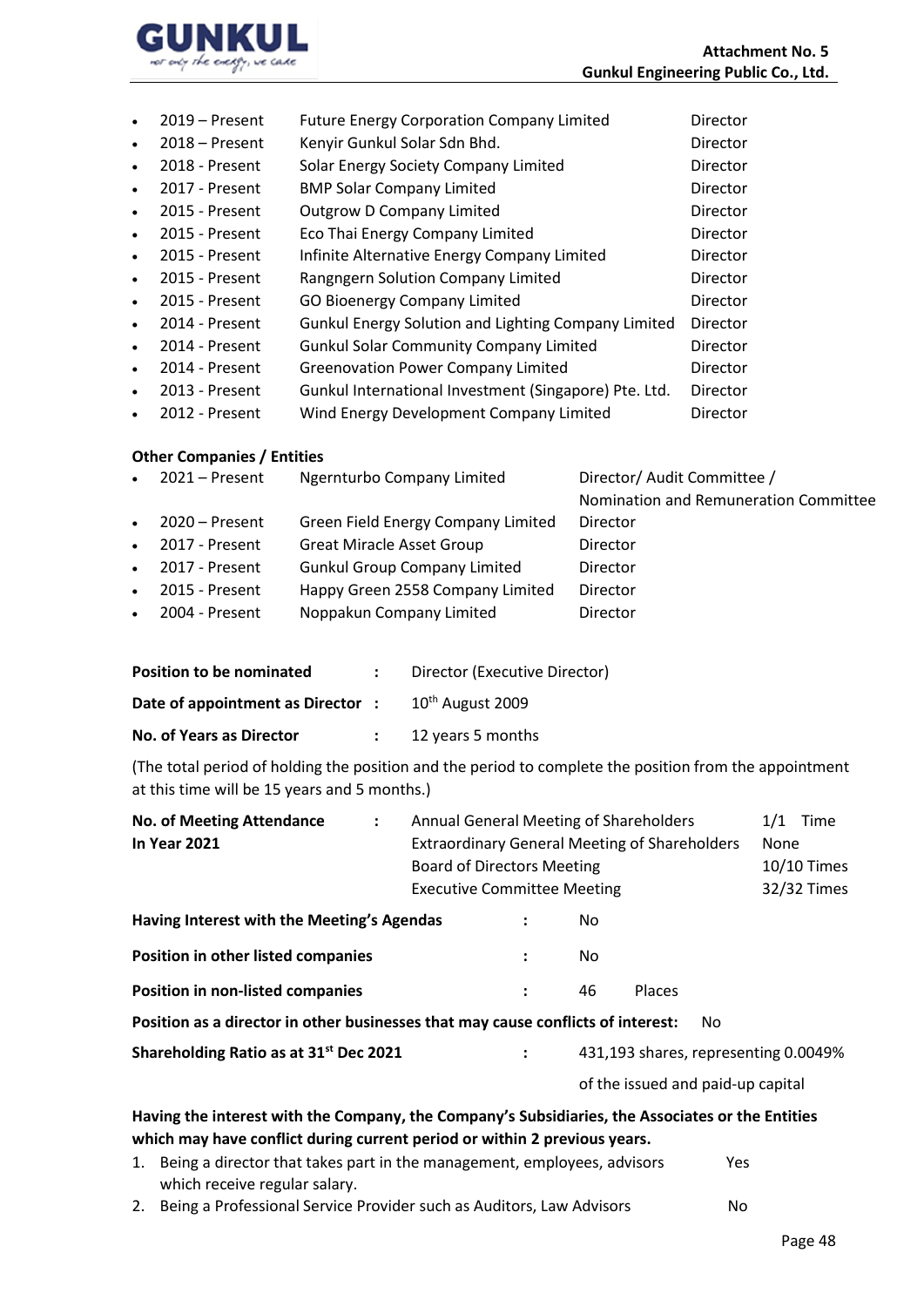- 2019 – Present | Future Energy Corporation Company Limited | Director
- 2018 – Present | Kenyir Gunkul Solar Sdn Bhd. | Director
- 2018 - Present | Solar Energy Society Company Limited | Director
- 2017 - Present | BMP Solar Company Limited | Director
- 2015 - Present | Outgrow D Company Limited | Director
- 2015 - Present | Eco Thai Energy Company Limited | Director
- 2015 - Present | Infinite Alternative Energy Company Limited | Director
- 2015 - Present | Rangngern Solution Company Limited | Director
- 2015 - Present | GO Bioenergy Company Limited | Director
- 2014 - Present | Gunkul Energy Solution and Lighting Company Limited | Director
- 2014 - Present | Gunkul Solar Community Company Limited | Director
- 2014 - Present | Greenovation Power Company Limited | Director
- 2013 - Present | Gunkul International Investment (Singapore) Pte. Ltd. | Director
- 2012 - Present | Wind Energy Development Company Limited | Director

**Other Companies / Entities**

- 2021 – Present | Ngernturbo Company Limited | Director/ Audit Committee / Nomination and Remuneration Committee
- 2020 – Present | Green Field Energy Company Limited | Director
- 2017 - Present | Great Miracle Asset Group | Director
- 2017 - Present | Gunkul Group Company Limited | Director
- 2015 - Present | Happy Green 2558 Company Limited | Director
- 2004 - Present | Noppakun Company Limited | Director

**Position to be nominated** : Director (Executive Director)

**Date of appointment as Director** : 10th August 2009

**No. of Years as Director** : 12 years 5 months

(The total period of holding the position and the period to complete the position from the appointment at this time will be 15 years and 5 months.)

**No. of Meeting Attendance In Year 2021** :

| | |
|---|---|
| Annual General Meeting of Shareholders | 1/1 Time |
| Extraordinary General Meeting of Shareholders | None |
| Board of Directors Meeting | 10/10 Times |
| Executive Committee Meeting | 32/32 Times |

**Having Interest with the Meeting's Agendas** : No

**Position in other listed companies** : No

**Position in non-listed companies** : 46 Places

**Position as a director in other businesses that may cause conflicts of interest:** No

**Shareholding Ratio as at 31st Dec 2021** : 431,193 shares, representing 0.0049% of the issued and paid-up capital

**Having the interest with the Company, the Company's Subsidiaries, the Associates or the Entities which may have conflict during current period or within 2 previous years.**

1. Being a director that takes part in the management, employees, advisors which receive regular salary. — Yes
2. Being a Professional Service Provider such as Auditors, Law Advisors — No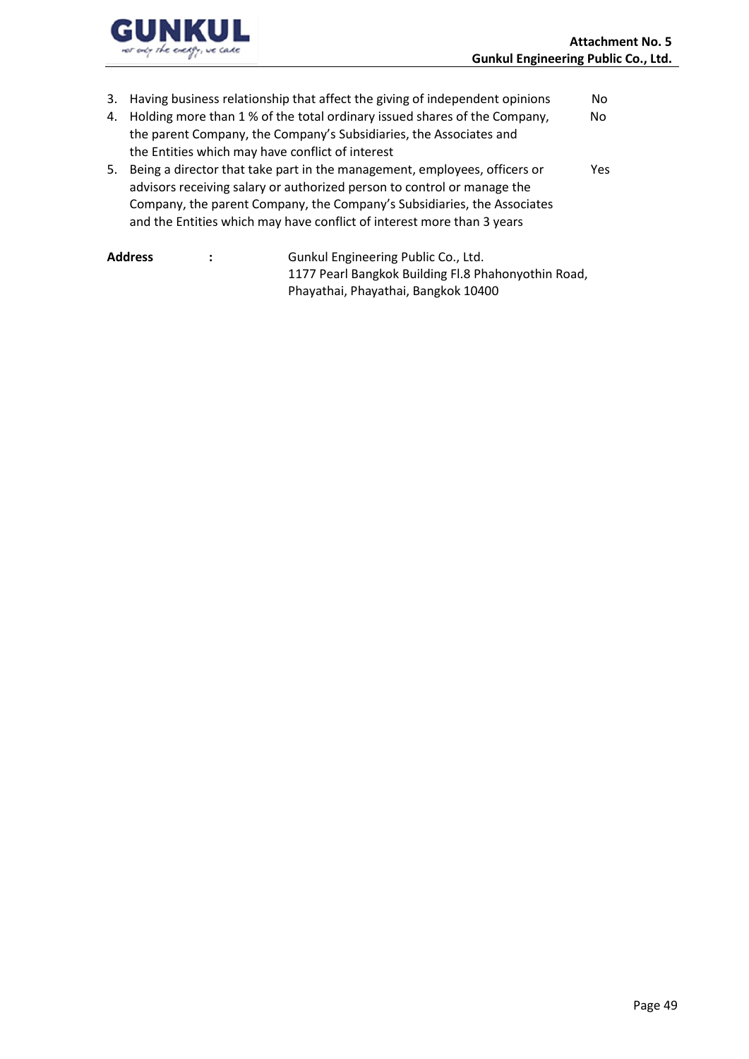3. Having business relationship that affect the giving of independent opinions — No
4. Holding more than 1 % of the total ordinary issued shares of the Company, the parent Company, the Company's Subsidiaries, the Associates and the Entities which may have conflict of interest — No
5. Being a director that take part in the management, employees, officers or advisors receiving salary or authorized person to control or manage the Company, the parent Company, the Company's Subsidiaries, the Associates and the Entities which may have conflict of interest more than 3 years — Yes

**Address** **:** Gunkul Engineering Public Co., Ltd.
1177 Pearl Bangkok Building Fl.8 Phahonyothin Road,
Phayathai, Phayathai, Bangkok 10400